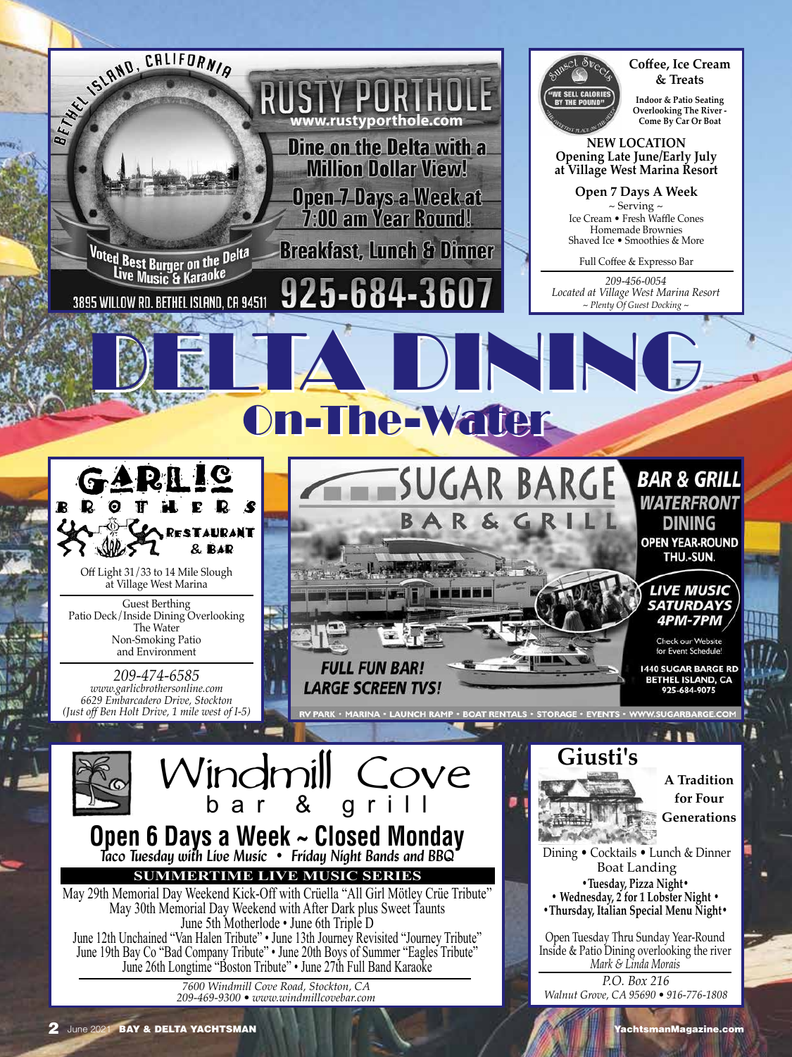# DELTA DINING
## On-The-Water

### Rusty Porthole

Bethel Island, California

RUSTY PORTHOLE

www.rustyporthole.com

Dine on the Delta with a Million Dollar View!

Open 7 Days a Week at 7:00 am Year Round!

Breakfast, Lunch & Dinner

Voted Best Burger on the Delta

Live Music & Karaoke

3895 WILLOW RD. BETHEL ISLAND, CA 94511

925-684-3607

### Sunset Sweets

"WE SELL CALORIES BY THE POUND"

**Coffee, Ice Cream & Treats**

Indoor & Patio Seating Overlooking The River - Come By Car Or Boat

**NEW LOCATION**
**Opening Late June/Early July at Village West Marina Resort**

**Open 7 Days A Week**

~ Serving ~
Ice Cream • Fresh Waffle Cones
Homemade Brownies
Shaved Ice • Smoothies & More

Full Coffee & Expresso Bar

*209-456-0054*
*Located at Village West Marina Resort*
*~ Plenty Of Guest Docking ~*

### Garlic Brothers Restaurant & Bar

Off Light 31/33 to 14 Mile Slough at Village West Marina

Guest Berthing
Patio Deck/Inside Dining Overlooking The Water
Non-Smoking Patio and Environment

*209-474-6585*
*www.garlicbrothersonline.com*
*6629 Embarcadero Drive, Stockton*
*(Just off Ben Holt Drive, 1 mile west of I-5)*

### Sugar Barge Bar & Grill

**BAR & GRILL**
**WATERFRONT DINING**
**OPEN YEAR-ROUND THU.-SUN.**

**LIVE MUSIC SATURDAYS 4PM-7PM**

Check our Website for Event Schedule!

**FULL FUN BAR!**
**LARGE SCREEN TVS!**

1440 SUGAR BARGE RD
BETHEL ISLAND, CA
925-684-9075

RV PARK • MARINA • LAUNCH RAMP • BOAT RENTALS • STORAGE • EVENTS • WWW.SUGARBARGE.COM

### Windmill Cove bar & grill

**Open 6 Days a Week ~ Closed Monday**

*Taco Tuesday with Live Music • Friday Night Bands and BBQ*

**SUMMERTIME LIVE MUSIC SERIES**

May 29th Memorial Day Weekend Kick-Off with Crüella "All Girl Mötley Crüe Tribute"
May 30th Memorial Day Weekend with After Dark plus Sweet Taunts
June 5th Motherlode • June 6th Triple D
June 12th Unchained "Van Halen Tribute" • June 13th Journey Revisited "Journey Tribute"
June 19th Bay Co "Bad Company Tribute" • June 20th Boys of Summer "Eagles Tribute"
June 26th Longtime "Boston Tribute" • June 27th Full Band Karaoke

*7600 Windmill Cove Road, Stockton, CA*
*209-469-9300 • www.windmillcovebar.com*

### Giusti's

**A Tradition for Four Generations**

Dining • Cocktails • Lunch & Dinner
Boat Landing

**• Tuesday, Pizza Night •**
**• Wednesday, 2 for 1 Lobster Night •**
**• Thursday, Italian Special Menu Night •**

Open Tuesday Thru Sunday Year-Round
Inside & Patio Dining overlooking the river
*Mark & Linda Morais*

*P.O. Box 216*
*Walnut Grove, CA 95690 • 916-776-1808*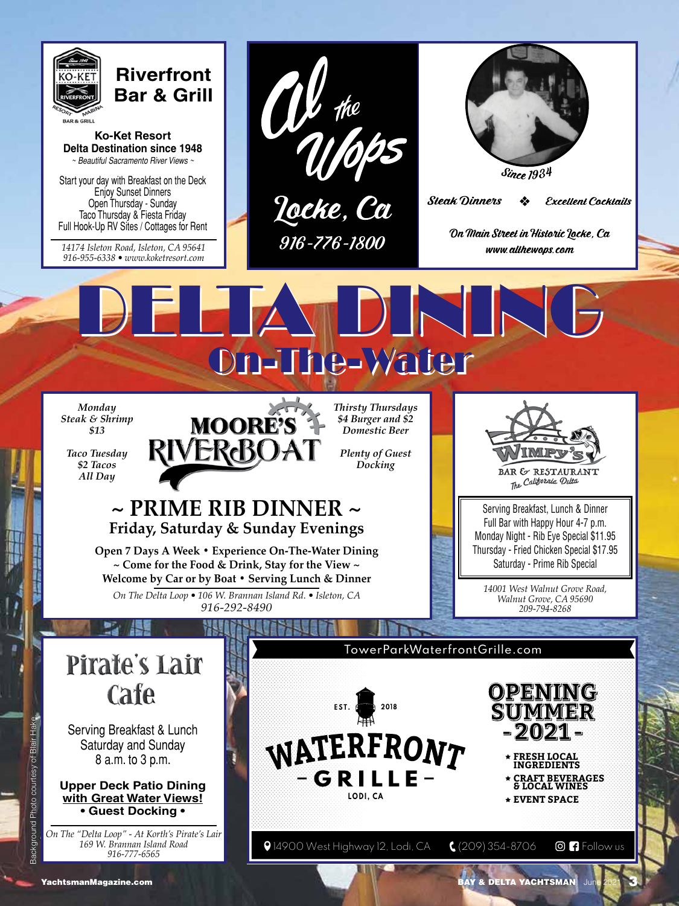# DELTA DINING
## On-The-Water

KO-KET RIVERFRONT RESORT MARINA BAR & GRILL Since 1948

### Riverfront Bar & Grill

**Ko-Ket Resort**
**Delta Destination since 1948**
*~ Beautiful Sacramento River Views ~*

Start your day with Breakfast on the Deck
Enjoy Sunset Dinners
Open Thursday - Sunday
Taco Thursday & Fiesta Friday
Full Hook-Up RV Sites / Cottages for Rent

*14174 Isleton Road, Isleton, CA 95641*
*916-955-6338 • www.koketresort.com*

---

### Al the Wops

Locke, Ca
916-776-1800

Since 1934

Steak Dinners ❖ Excellent Cocktails

On Main Street in Historic Locke, Ca
www.allthewops.com

---

### MOORE'S RIVERBOAT

*Monday Steak & Shrimp $13*

*Taco Tuesday $2 Tacos All Day*

*Thirsty Thursdays $4 Burger and $2 Domestic Beer*

*Plenty of Guest Docking*

**~ PRIME RIB DINNER ~**
**Friday, Saturday & Sunday Evenings**

**Open 7 Days A Week • Experience On-The-Water Dining**
**~ Come for the Food & Drink, Stay for the View ~**
**Welcome by Car or by Boat • Serving Lunch & Dinner**

*On The Delta Loop • 106 W. Brannan Island Rd. • Isleton, CA*
*916-292-8490*

---

### WIMPY'S BAR & RESTAURANT

*The California Delta*

Serving Breakfast, Lunch & Dinner
Full Bar with Happy Hour 4-7 p.m.
Monday Night - Rib Eye Special $11.95
Thursday - Fried Chicken Special $17.95
Saturday - Prime Rib Special

*14001 West Walnut Grove Road,*
*Walnut Grove, CA 95690*
*209-794-8268*

---

### Pirate's Lair Cafe

Serving Breakfast & Lunch
Saturday and Sunday
8 a.m. to 3 p.m.

**Upper Deck Patio Dining**
**with Great Water Views!**
**• Guest Docking •**

*On The "Delta Loop" - At Korth's Pirate's Lair*
*169 W. Brannan Island Road*
*916-777-6565*

---

TowerParkWaterfrontGrille.com

### WATERFRONT - GRILLE -

EST. 2018
LODI, CA

**OPENING SUMMER - 2021 -**

- ★ FRESH LOCAL INGREDIENTS
- ★ CRAFT BEVERAGES & LOCAL WINES
- ★ EVENT SPACE

14900 West Highway 12, Lodi, CA (209) 354-8706 Follow us

Background Photo courtesy of Blair Hake